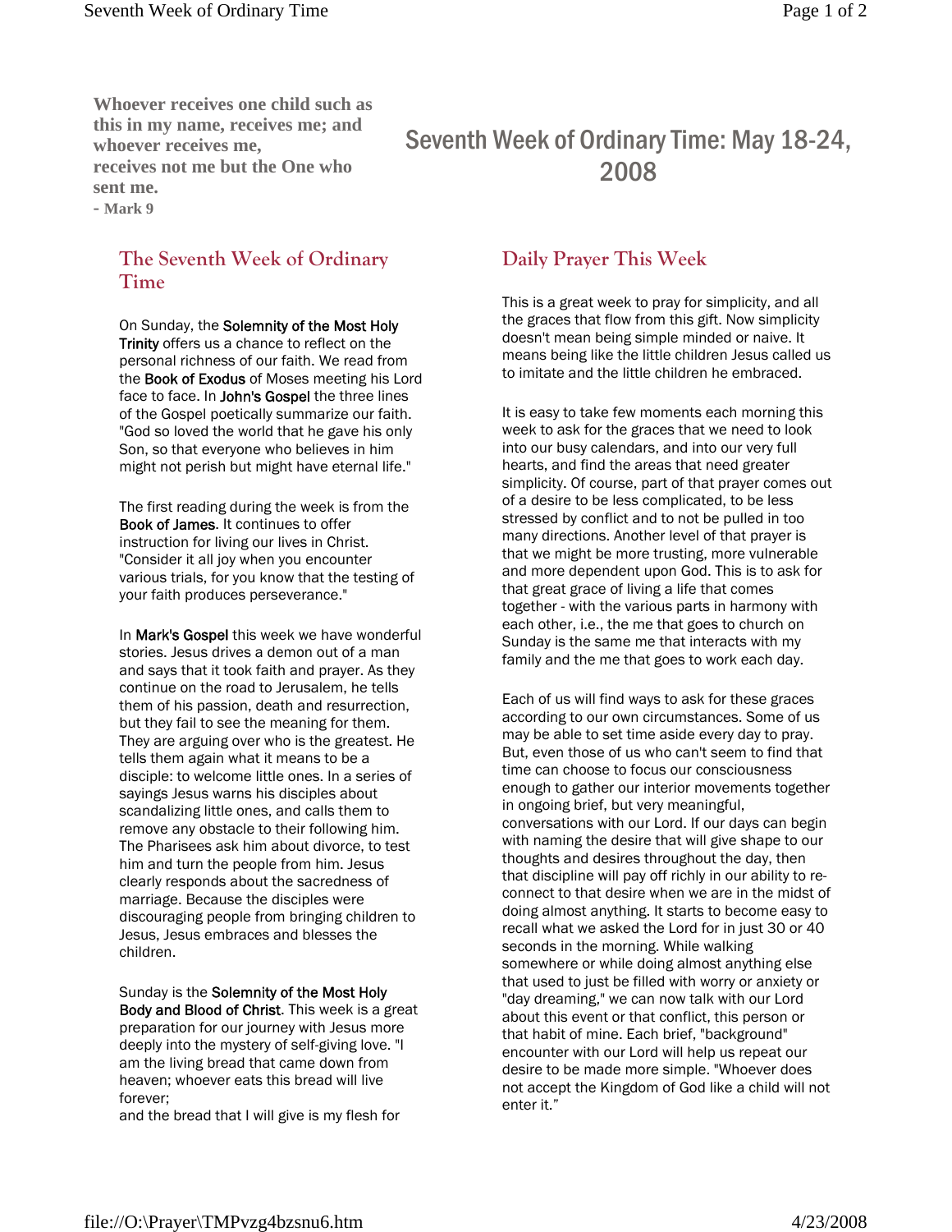**Whoever receives one child such as this in my name, receives me; and whoever receives me, receives not me but the One who sent me.**
**- Mark 9**

# Seventh Week of Ordinary Time: May 18-24, 2008

## The Seventh Week of Ordinary Time

On Sunday, the Solemnity of the Most Holy Trinity offers us a chance to reflect on the personal richness of our faith. We read from the Book of Exodus of Moses meeting his Lord face to face. In John's Gospel the three lines of the Gospel poetically summarize our faith. "God so loved the world that he gave his only Son, so that everyone who believes in him might not perish but might have eternal life."

The first reading during the week is from the Book of James. It continues to offer instruction for living our lives in Christ. "Consider it all joy when you encounter various trials, for you know that the testing of your faith produces perseverance."

In Mark's Gospel this week we have wonderful stories. Jesus drives a demon out of a man and says that it took faith and prayer. As they continue on the road to Jerusalem, he tells them of his passion, death and resurrection, but they fail to see the meaning for them. They are arguing over who is the greatest. He tells them again what it means to be a disciple: to welcome little ones. In a series of sayings Jesus warns his disciples about scandalizing little ones, and calls them to remove any obstacle to their following him. The Pharisees ask him about divorce, to test him and turn the people from him. Jesus clearly responds about the sacredness of marriage. Because the disciples were discouraging people from bringing children to Jesus, Jesus embraces and blesses the children.

Sunday is the Solemnity of the Most Holy Body and Blood of Christ. This week is a great preparation for our journey with Jesus more deeply into the mystery of self-giving love. "I am the living bread that came down from heaven; whoever eats this bread will live forever;
and the bread that I will give is my flesh for

## Daily Prayer This Week

This is a great week to pray for simplicity, and all the graces that flow from this gift. Now simplicity doesn't mean being simple minded or naive. It means being like the little children Jesus called us to imitate and the little children he embraced.

It is easy to take few moments each morning this week to ask for the graces that we need to look into our busy calendars, and into our very full hearts, and find the areas that need greater simplicity. Of course, part of that prayer comes out of a desire to be less complicated, to be less stressed by conflict and to not be pulled in too many directions. Another level of that prayer is that we might be more trusting, more vulnerable and more dependent upon God. This is to ask for that great grace of living a life that comes together - with the various parts in harmony with each other, i.e., the me that goes to church on Sunday is the same me that interacts with my family and the me that goes to work each day.

Each of us will find ways to ask for these graces according to our own circumstances. Some of us may be able to set time aside every day to pray. But, even those of us who can't seem to find that time can choose to focus our consciousness enough to gather our interior movements together in ongoing brief, but very meaningful, conversations with our Lord. If our days can begin with naming the desire that will give shape to our thoughts and desires throughout the day, then that discipline will pay off richly in our ability to re-connect to that desire when we are in the midst of doing almost anything. It starts to become easy to recall what we asked the Lord for in just 30 or 40 seconds in the morning. While walking somewhere or while doing almost anything else that used to just be filled with worry or anxiety or "day dreaming," we can now talk with our Lord about this event or that conflict, this person or that habit of mine. Each brief, "background" encounter with our Lord will help us repeat our desire to be made more simple. "Whoever does not accept the Kingdom of God like a child will not enter it."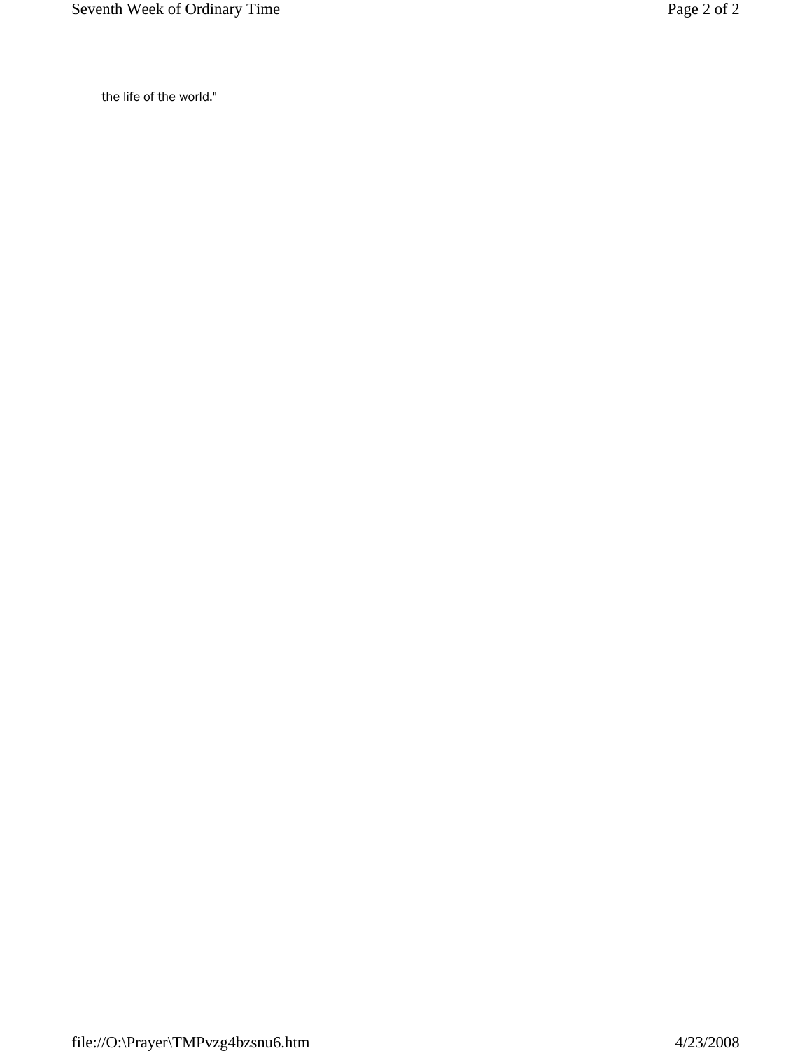the life of the world."